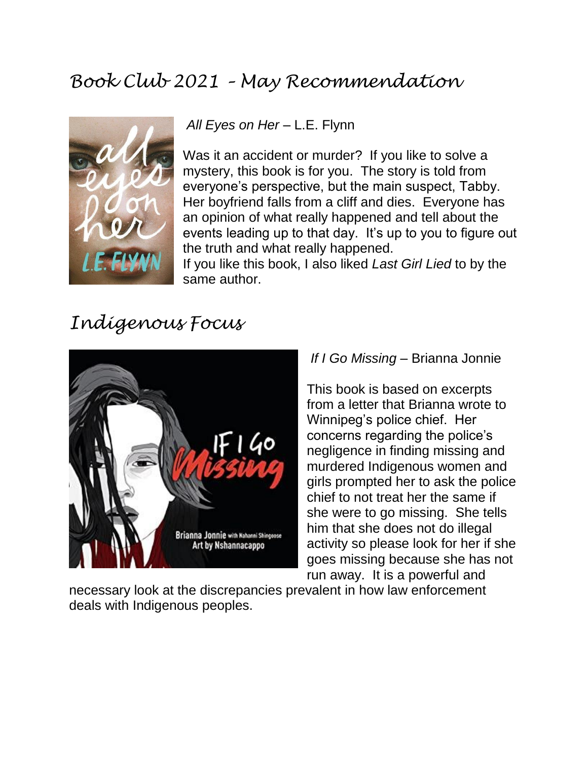# Book Club 2021 – May Recommendation

*All Eyes on Her* – L.E. Flynn

Was it an accident or murder? If you like to solve a mystery, this book is for you. The story is told from everyone's perspective, but the main suspect, Tabby. Her boyfriend falls from a cliff and dies. Everyone has an opinion of what really happened and tell about the events leading up to that day. It's up to you to figure out the truth and what really happened.

If you like this book, I also liked *Last Girl Lied* to by the same author.

# Indigenous Focus

*If I Go Missing* – Brianna Jonnie

This book is based on excerpts from a letter that Brianna wrote to Winnipeg's police chief. Her concerns regarding the police's negligence in finding missing and murdered Indigenous women and girls prompted her to ask the police chief to not treat her the same if she were to go missing. She tells him that she does not do illegal activity so please look for her if she goes missing because she has not run away. It is a powerful and necessary look at the discrepancies prevalent in how law enforcement deals with Indigenous peoples.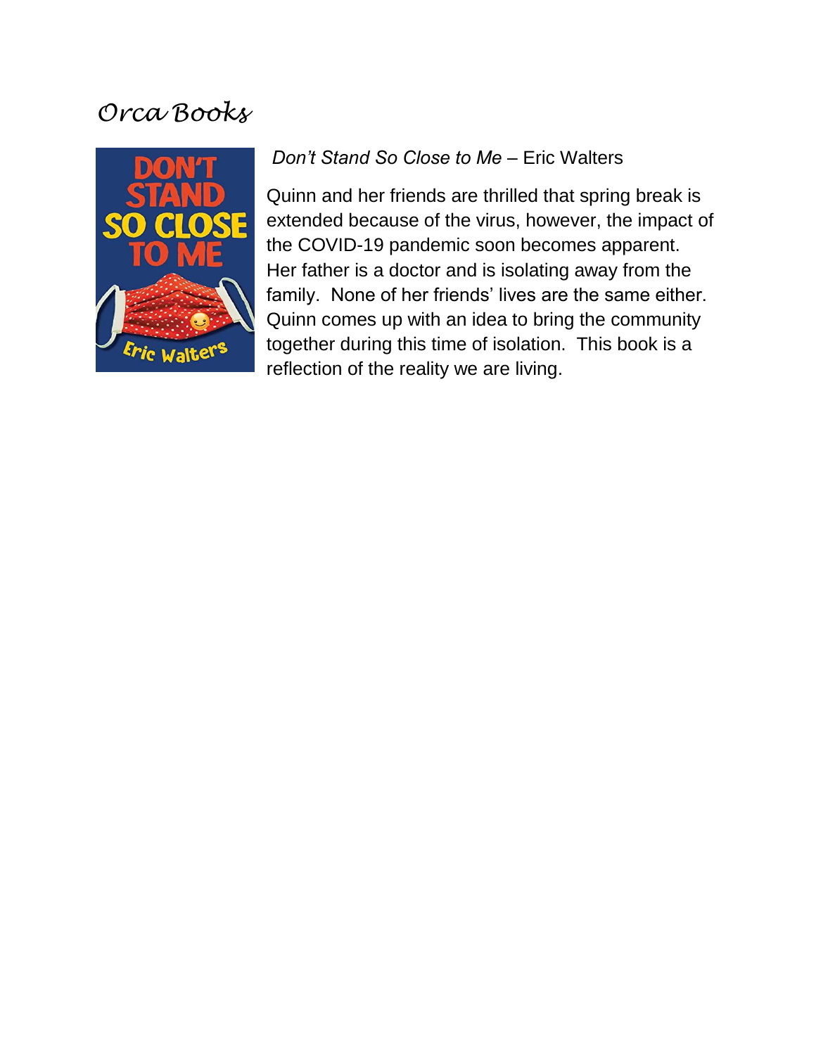# *Orca Books*

*Don't Stand So Close to Me* – Eric Walters

Quinn and her friends are thrilled that spring break is extended because of the virus, however, the impact of the COVID-19 pandemic soon becomes apparent. Her father is a doctor and is isolating away from the family. None of her friends' lives are the same either. Quinn comes up with an idea to bring the community together during this time of isolation. This book is a reflection of the reality we are living.